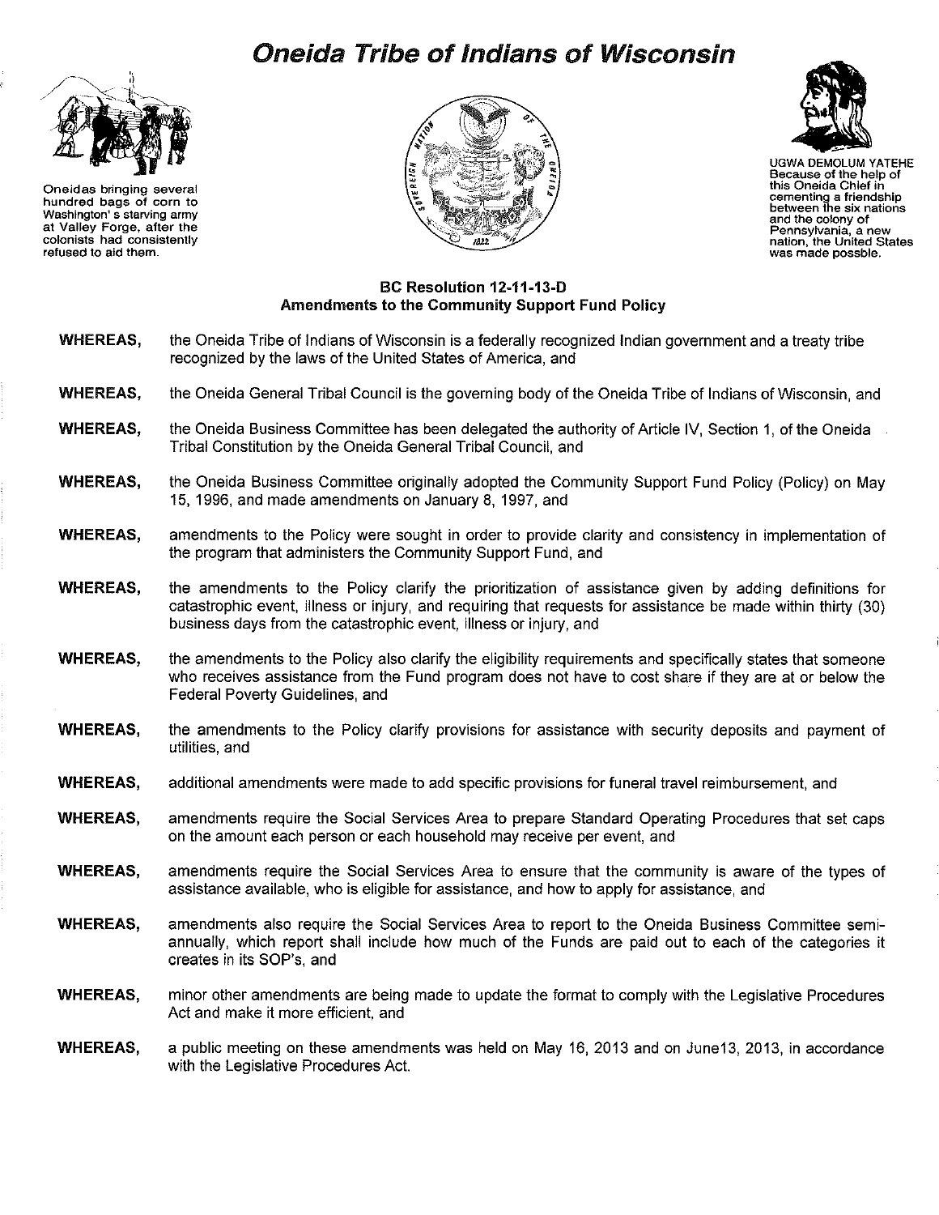# Oneida Tribe of Indians of Wisconsin

Oneidas bringing several hundred bags of corn to Washington's starving army at Valley Forge, after the colonists had consistently refused to aid them.

UGWA DEMOLUM YATEHE Because of the help of this Oneida Chief in cementing a friendship between the six nations and the colony of Pennsylvania, a new nation, the United States was made possble.

## BC Resolution 12-11-13-D
## Amendments to the Community Support Fund Policy

**WHEREAS,** the Oneida Tribe of Indians of Wisconsin is a federally recognized Indian government and a treaty tribe recognized by the laws of the United States of America, and

**WHEREAS,** the Oneida General Tribal Council is the governing body of the Oneida Tribe of Indians of Wisconsin, and

**WHEREAS,** the Oneida Business Committee has been delegated the authority of Article IV, Section 1, of the Oneida Tribal Constitution by the Oneida General Tribal Council, and

**WHEREAS,** the Oneida Business Committee originally adopted the Community Support Fund Policy (Policy) on May 15, 1996, and made amendments on January 8, 1997, and

**WHEREAS,** amendments to the Policy were sought in order to provide clarity and consistency in implementation of the program that administers the Community Support Fund, and

**WHEREAS,** the amendments to the Policy clarify the prioritization of assistance given by adding definitions for catastrophic event, illness or injury, and requiring that requests for assistance be made within thirty (30) business days from the catastrophic event, illness or injury, and

**WHEREAS,** the amendments to the Policy also clarify the eligibility requirements and specifically states that someone who receives assistance from the Fund program does not have to cost share if they are at or below the Federal Poverty Guidelines, and

**WHEREAS,** the amendments to the Policy clarify provisions for assistance with security deposits and payment of utilities, and

**WHEREAS,** additional amendments were made to add specific provisions for funeral travel reimbursement, and

**WHEREAS,** amendments require the Social Services Area to prepare Standard Operating Procedures that set caps on the amount each person or each household may receive per event, and

**WHEREAS,** amendments require the Social Services Area to ensure that the community is aware of the types of assistance available, who is eligible for assistance, and how to apply for assistance, and

**WHEREAS,** amendments also require the Social Services Area to report to the Oneida Business Committee semi-annually, which report shall include how much of the Funds are paid out to each of the categories it creates in its SOP's, and

**WHEREAS,** minor other amendments are being made to update the format to comply with the Legislative Procedures Act and make it more efficient, and

**WHEREAS,** a public meeting on these amendments was held on May 16, 2013 and on June13, 2013, in accordance with the Legislative Procedures Act.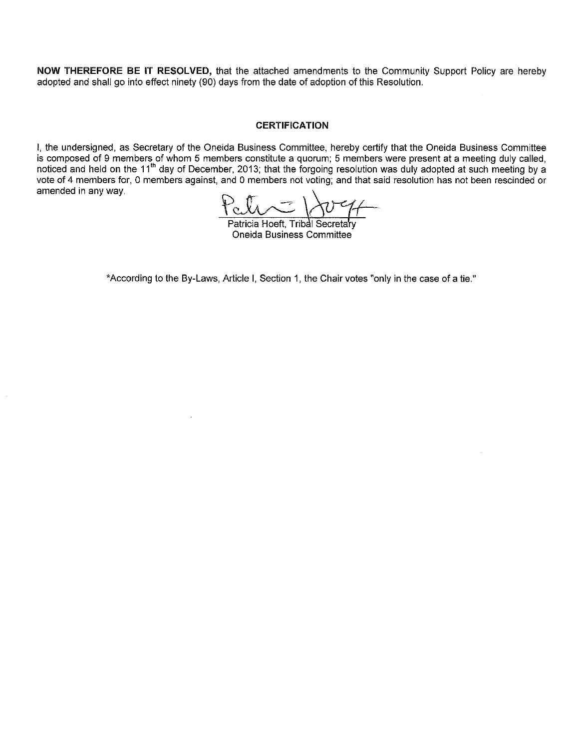**NOW THEREFORE BE IT RESOLVED,** that the attached amendments to the Community Support Policy are hereby adopted and shall go into effect ninety (90) days from the date of adoption of this Resolution.

**CERTIFICATION**

I, the undersigned, as Secretary of the Oneida Business Committee, hereby certify that the Oneida Business Committee is composed of 9 members of whom 5 members constitute a quorum; 5 members were present at a meeting duly called, noticed and held on the 11th day of December, 2013; that the forgoing resolution was duly adopted at such meeting by a vote of 4 members for, 0 members against, and 0 members not voting; and that said resolution has not been rescinded or amended in any way.

Patricia Hoeft, Tribal Secretary
Oneida Business Committee

*According to the By-Laws, Article I, Section 1, the Chair votes "only in the case of a tie."